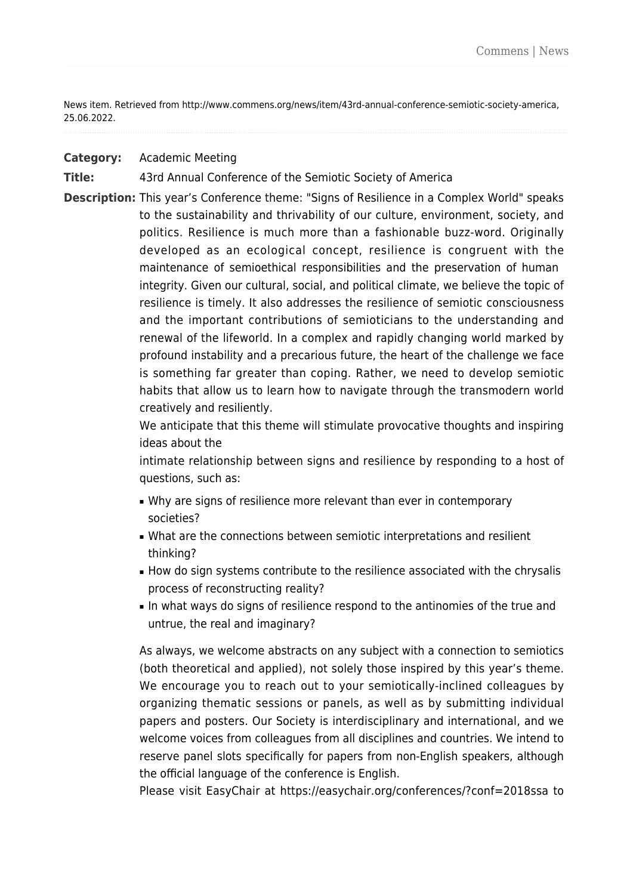News item. Retrieved from http://www.commens.org/news/item/43rd-annual-conference-semiotic-society-america, 25.06.2022.

**Category:** Academic Meeting

**Title:** 43rd Annual Conference of the Semiotic Society of America

**Description:** This year's Conference theme: "Signs of Resilience in a Complex World" speaks to the sustainability and thrivability of our culture, environment, society, and politics. Resilience is much more than a fashionable buzz-word. Originally developed as an ecological concept, resilience is congruent with the maintenance of semioethical responsibilities and the preservation of human integrity. Given our cultural, social, and political climate, we believe the topic of resilience is timely. It also addresses the resilience of semiotic consciousness and the important contributions of semioticians to the understanding and renewal of the lifeworld. In a complex and rapidly changing world marked by profound instability and a precarious future, the heart of the challenge we face is something far greater than coping. Rather, we need to develop semiotic habits that allow us to learn how to navigate through the transmodern world creatively and resiliently.

We anticipate that this theme will stimulate provocative thoughts and inspiring ideas about the
intimate relationship between signs and resilience by responding to a host of questions, such as:

- Why are signs of resilience more relevant than ever in contemporary societies?
- What are the connections between semiotic interpretations and resilient thinking?
- How do sign systems contribute to the resilience associated with the chrysalis process of reconstructing reality?
- In what ways do signs of resilience respond to the antinomies of the true and untrue, the real and imaginary?

As always, we welcome abstracts on any subject with a connection to semiotics (both theoretical and applied), not solely those inspired by this year's theme. We encourage you to reach out to your semiotically-inclined colleagues by organizing thematic sessions or panels, as well as by submitting individual papers and posters. Our Society is interdisciplinary and international, and we welcome voices from colleagues from all disciplines and countries. We intend to reserve panel slots specifically for papers from non-English speakers, although the official language of the conference is English.

Please visit EasyChair at https://easychair.org/conferences/?conf=2018ssa to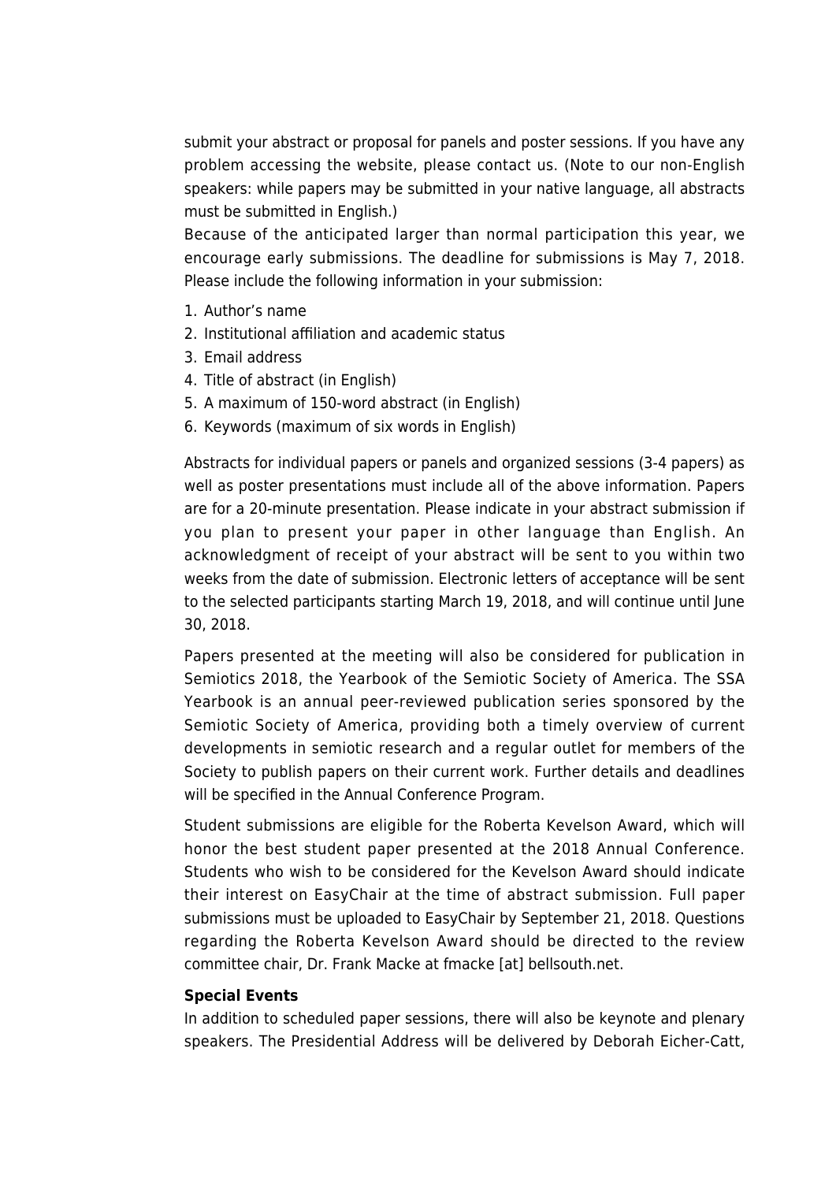submit your abstract or proposal for panels and poster sessions. If you have any problem accessing the website, please contact us. (Note to our non-English speakers: while papers may be submitted in your native language, all abstracts must be submitted in English.)

Because of the anticipated larger than normal participation this year, we encourage early submissions. The deadline for submissions is May 7, 2018. Please include the following information in your submission:

1. Author's name
2. Institutional affiliation and academic status
3. Email address
4. Title of abstract (in English)
5. A maximum of 150-word abstract (in English)
6. Keywords (maximum of six words in English)

Abstracts for individual papers or panels and organized sessions (3-4 papers) as well as poster presentations must include all of the above information. Papers are for a 20-minute presentation. Please indicate in your abstract submission if you plan to present your paper in other language than English. An acknowledgment of receipt of your abstract will be sent to you within two weeks from the date of submission. Electronic letters of acceptance will be sent to the selected participants starting March 19, 2018, and will continue until June 30, 2018.

Papers presented at the meeting will also be considered for publication in Semiotics 2018, the Yearbook of the Semiotic Society of America. The SSA Yearbook is an annual peer-reviewed publication series sponsored by the Semiotic Society of America, providing both a timely overview of current developments in semiotic research and a regular outlet for members of the Society to publish papers on their current work. Further details and deadlines will be specified in the Annual Conference Program.

Student submissions are eligible for the Roberta Kevelson Award, which will honor the best student paper presented at the 2018 Annual Conference. Students who wish to be considered for the Kevelson Award should indicate their interest on EasyChair at the time of abstract submission. Full paper submissions must be uploaded to EasyChair by September 21, 2018. Questions regarding the Roberta Kevelson Award should be directed to the review committee chair, Dr. Frank Macke at fmacke [at] bellsouth.net.

**Special Events**

In addition to scheduled paper sessions, there will also be keynote and plenary speakers. The Presidential Address will be delivered by Deborah Eicher-Catt,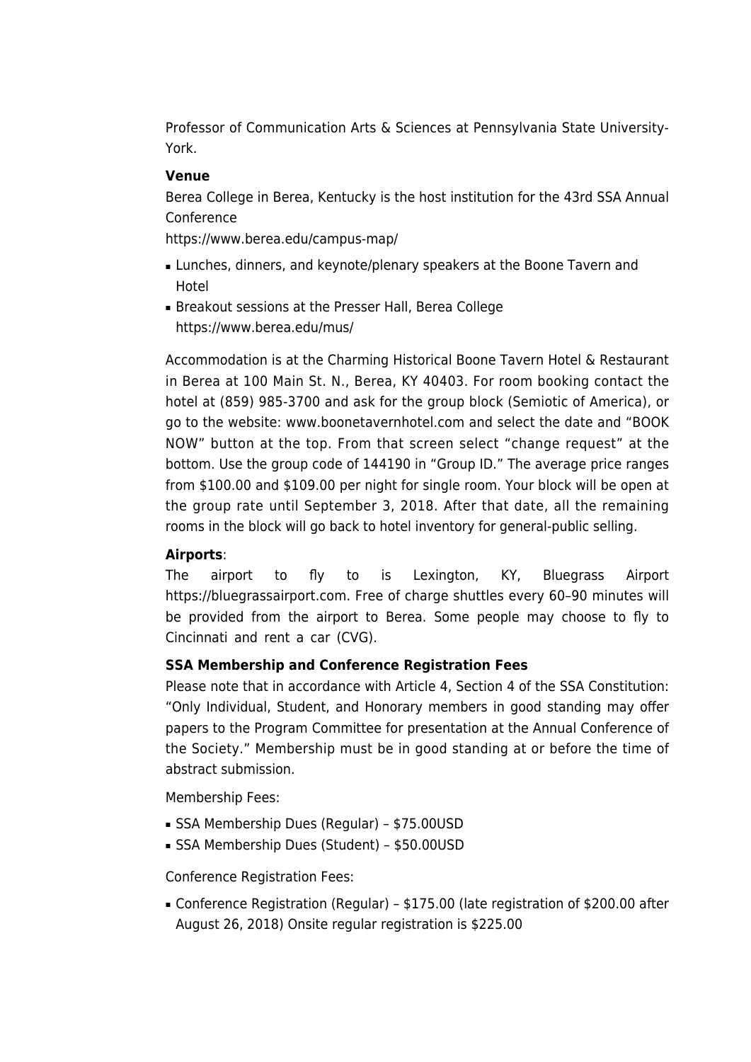Professor of Communication Arts & Sciences at Pennsylvania State University-York.

**Venue**

Berea College in Berea, Kentucky is the host institution for the 43rd SSA Annual Conference

https://www.berea.edu/campus-map/

- Lunches, dinners, and keynote/plenary speakers at the Boone Tavern and Hotel
- Breakout sessions at the Presser Hall, Berea College https://www.berea.edu/mus/

Accommodation is at the Charming Historical Boone Tavern Hotel & Restaurant in Berea at 100 Main St. N., Berea, KY 40403. For room booking contact the hotel at (859) 985-3700 and ask for the group block (Semiotic of America), or go to the website: www.boonetavernhotel.com and select the date and "BOOK NOW" button at the top. From that screen select "change request" at the bottom. Use the group code of 144190 in "Group ID." The average price ranges from $100.00 and $109.00 per night for single room. Your block will be open at the group rate until September 3, 2018. After that date, all the remaining rooms in the block will go back to hotel inventory for general-public selling.

**Airports**:

The airport to fly to is Lexington, KY, Bluegrass Airport https://bluegrassairport.com. Free of charge shuttles every 60–90 minutes will be provided from the airport to Berea. Some people may choose to fly to Cincinnati and rent a car (CVG).

**SSA Membership and Conference Registration Fees**

Please note that in accordance with Article 4, Section 4 of the SSA Constitution: "Only Individual, Student, and Honorary members in good standing may offer papers to the Program Committee for presentation at the Annual Conference of the Society." Membership must be in good standing at or before the time of abstract submission.

Membership Fees:

- SSA Membership Dues (Regular) – $75.00USD
- SSA Membership Dues (Student) – $50.00USD

Conference Registration Fees:

- Conference Registration (Regular) – $175.00 (late registration of $200.00 after August 26, 2018) Onsite regular registration is $225.00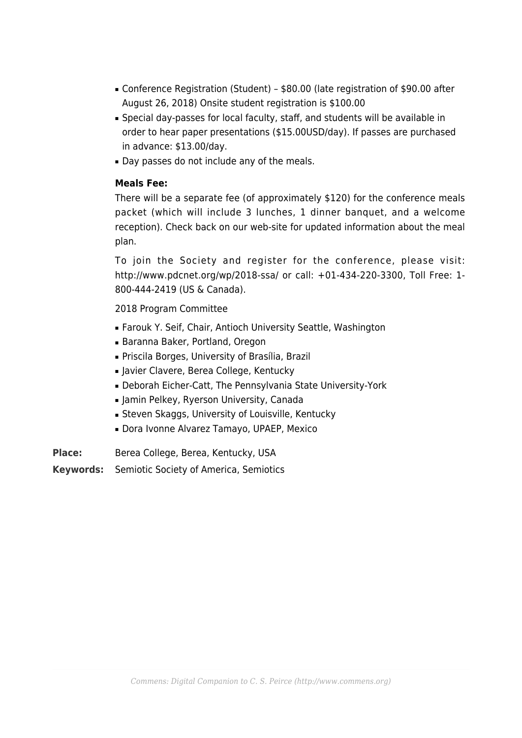- Conference Registration (Student) – $80.00 (late registration of $90.00 after August 26, 2018) Onsite student registration is $100.00
- Special day-passes for local faculty, staff, and students will be available in order to hear paper presentations ($15.00USD/day). If passes are purchased in advance: $13.00/day.
- Day passes do not include any of the meals.

**Meals Fee:**

There will be a separate fee (of approximately $120) for the conference meals packet (which will include 3 lunches, 1 dinner banquet, and a welcome reception). Check back on our web-site for updated information about the meal plan.

To join the Society and register for the conference, please visit: http://www.pdcnet.org/wp/2018-ssa/ or call: +01-434-220-3300, Toll Free: 1-800-444-2419 (US & Canada).

2018 Program Committee

- Farouk Y. Seif, Chair, Antioch University Seattle, Washington
- Baranna Baker, Portland, Oregon
- Priscila Borges, University of Brasília, Brazil
- Javier Clavere, Berea College, Kentucky
- Deborah Eicher-Catt, The Pennsylvania State University-York
- Jamin Pelkey, Ryerson University, Canada
- Steven Skaggs, University of Louisville, Kentucky
- Dora Ivonne Alvarez Tamayo, UPAEP, Mexico

**Place:** Berea College, Berea, Kentucky, USA

**Keywords:** Semiotic Society of America, Semiotics